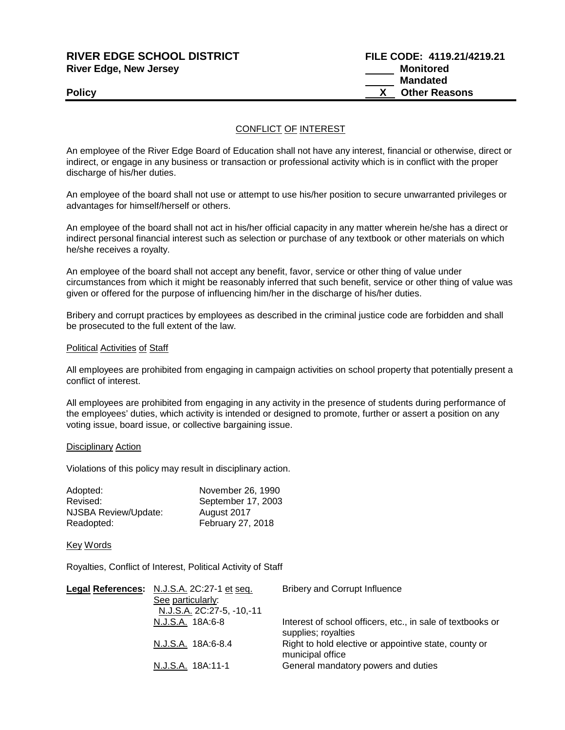**RIVER EDGE SCHOOL DISTRICT**
**River Edge, New Jersey**

**FILE CODE: 4119.21/4219.21**
_____ **Monitored**
_____ **Mandated**
__X__ **Other Reasons**

**Policy**

## CONFLICT OF INTEREST

An employee of the River Edge Board of Education shall not have any interest, financial or otherwise, direct or indirect, or engage in any business or transaction or professional activity which is in conflict with the proper discharge of his/her duties.

An employee of the board shall not use or attempt to use his/her position to secure unwarranted privileges or advantages for himself/herself or others.

An employee of the board shall not act in his/her official capacity in any matter wherein he/she has a direct or indirect personal financial interest such as selection or purchase of any textbook or other materials on which he/she receives a royalty.

An employee of the board shall not accept any benefit, favor, service or other thing of value under circumstances from which it might be reasonably inferred that such benefit, service or other thing of value was given or offered for the purpose of influencing him/her in the discharge of his/her duties.

Bribery and corrupt practices by employees as described in the criminal justice code are forbidden and shall be prosecuted to the full extent of the law.

### Political Activities of Staff

All employees are prohibited from engaging in campaign activities on school property that potentially present a conflict of interest.

All employees are prohibited from engaging in any activity in the presence of students during performance of the employees' duties, which activity is intended or designed to promote, further or assert a position on any voting issue, board issue, or collective bargaining issue.

### Disciplinary Action

Violations of this policy may result in disciplinary action.

| | |
|---|---|
| Adopted: | November 26, 1990 |
| Revised: | September 17, 2003 |
| NJSBA Review/Update: | August 2017 |
| Readopted: | February 27, 2018 |

### Key Words

Royalties, Conflict of Interest, Political Activity of Staff

| **Legal References:** | | |
|---|---|---|
| | N.J.S.A. 2C:27-1 et seq. See particularly: N.J.S.A. 2C:27-5, -10,-11 | Bribery and Corrupt Influence |
| | N.J.S.A. 18A:6-8 | Interest of school officers, etc., in sale of textbooks or supplies; royalties |
| | N.J.S.A. 18A:6-8.4 | Right to hold elective or appointive state, county or municipal office |
| | N.J.S.A. 18A:11-1 | General mandatory powers and duties |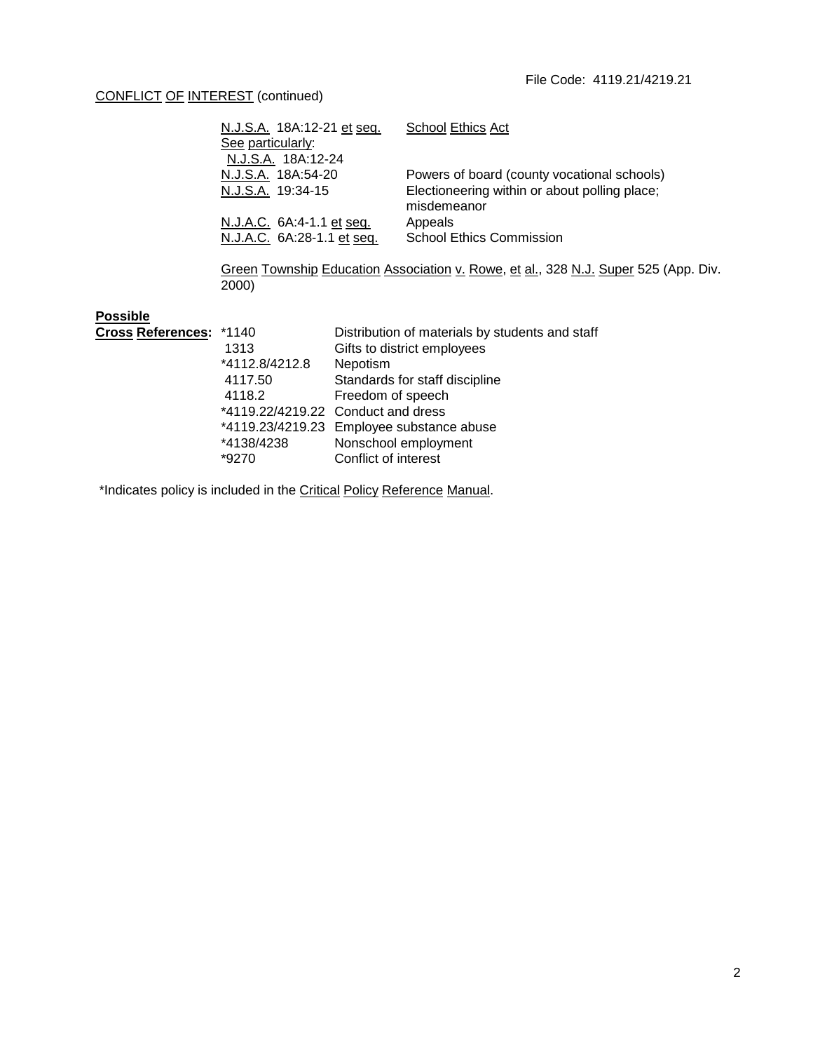File Code: 4119.21/4219.21

CONFLICT OF INTEREST (continued)

| | |
|---|---|
| N.J.S.A. 18A:12-21 et seq. | School Ethics Act |
| See particularly: N.J.S.A. 18A:12-24 | |
| N.J.S.A. 18A:54-20 | Powers of board (county vocational schools) |
| N.J.S.A. 19:34-15 | Electioneering within or about polling place; misdemeanor |
| N.J.A.C. 6A:4-1.1 et seq. | Appeals |
| N.J.A.C. 6A:28-1.1 et seq. | School Ethics Commission |

Green Township Education Association v. Rowe, et al., 328 N.J. Super 525 (App. Div. 2000)

**Possible Cross References:**

| | |
|---|---|
| *1140 | Distribution of materials by students and staff |
| 1313 | Gifts to district employees |
| *4112.8/4212.8 | Nepotism |
| 4117.50 | Standards for staff discipline |
| 4118.2 | Freedom of speech |
| *4119.22/4219.22 | Conduct and dress |
| *4119.23/4219.23 | Employee substance abuse |
| *4138/4238 | Nonschool employment |
| *9270 | Conflict of interest |

*Indicates policy is included in the Critical Policy Reference Manual.